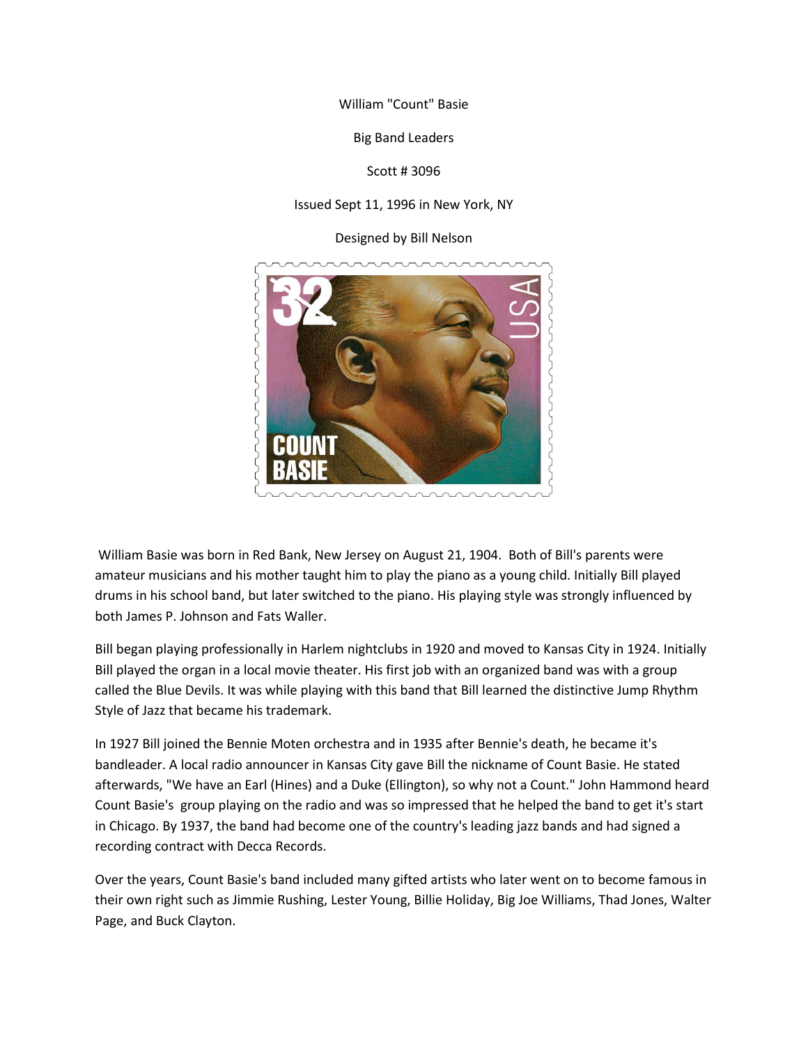William "Count" Basie

Big Band Leaders

Scott # 3096

Issued Sept 11, 1996 in New York, NY

Designed by Bill Nelson

William Basie was born in Red Bank, New Jersey on August 21, 1904. Both of Bill's parents were amateur musicians and his mother taught him to play the piano as a young child. Initially Bill played drums in his school band, but later switched to the piano. His playing style was strongly influenced by both James P. Johnson and Fats Waller.

Bill began playing professionally in Harlem nightclubs in 1920 and moved to Kansas City in 1924. Initially Bill played the organ in a local movie theater. His first job with an organized band was with a group called the Blue Devils. It was while playing with this band that Bill learned the distinctive Jump Rhythm Style of Jazz that became his trademark.

In 1927 Bill joined the Bennie Moten orchestra and in 1935 after Bennie's death, he became it's bandleader. A local radio announcer in Kansas City gave Bill the nickname of Count Basie. He stated afterwards, "We have an Earl (Hines) and a Duke (Ellington), so why not a Count." John Hammond heard Count Basie's group playing on the radio and was so impressed that he helped the band to get it's start in Chicago. By 1937, the band had become one of the country's leading jazz bands and had signed a recording contract with Decca Records.

Over the years, Count Basie's band included many gifted artists who later went on to become famous in their own right such as Jimmie Rushing, Lester Young, Billie Holiday, Big Joe Williams, Thad Jones, Walter Page, and Buck Clayton.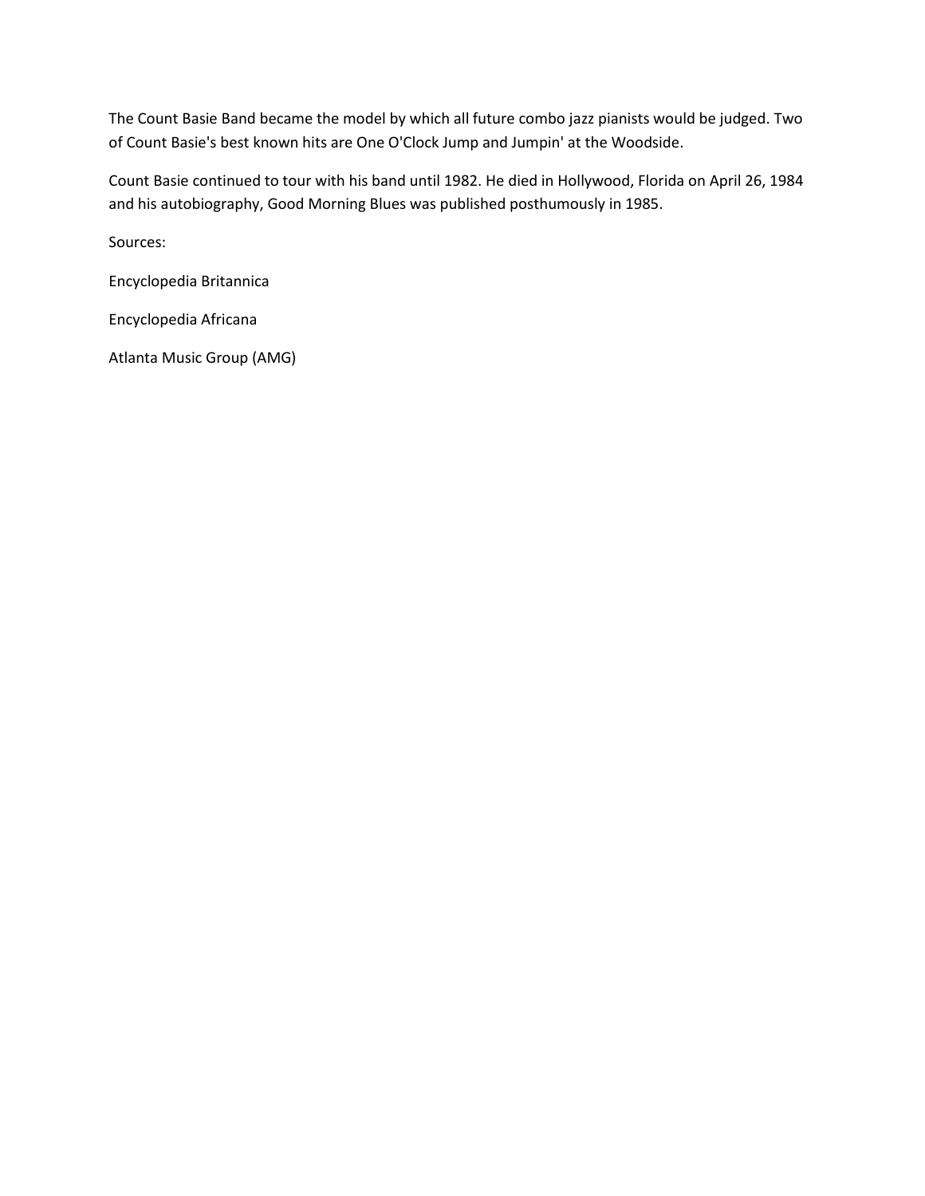The Count Basie Band became the model by which all future combo jazz pianists would be judged. Two of Count Basie's best known hits are One O'Clock Jump and Jumpin' at the Woodside.

Count Basie continued to tour with his band until 1982. He died in Hollywood, Florida on April 26, 1984 and his autobiography, Good Morning Blues was published posthumously in 1985.

Sources:

Encyclopedia Britannica

Encyclopedia Africana

Atlanta Music Group (AMG)